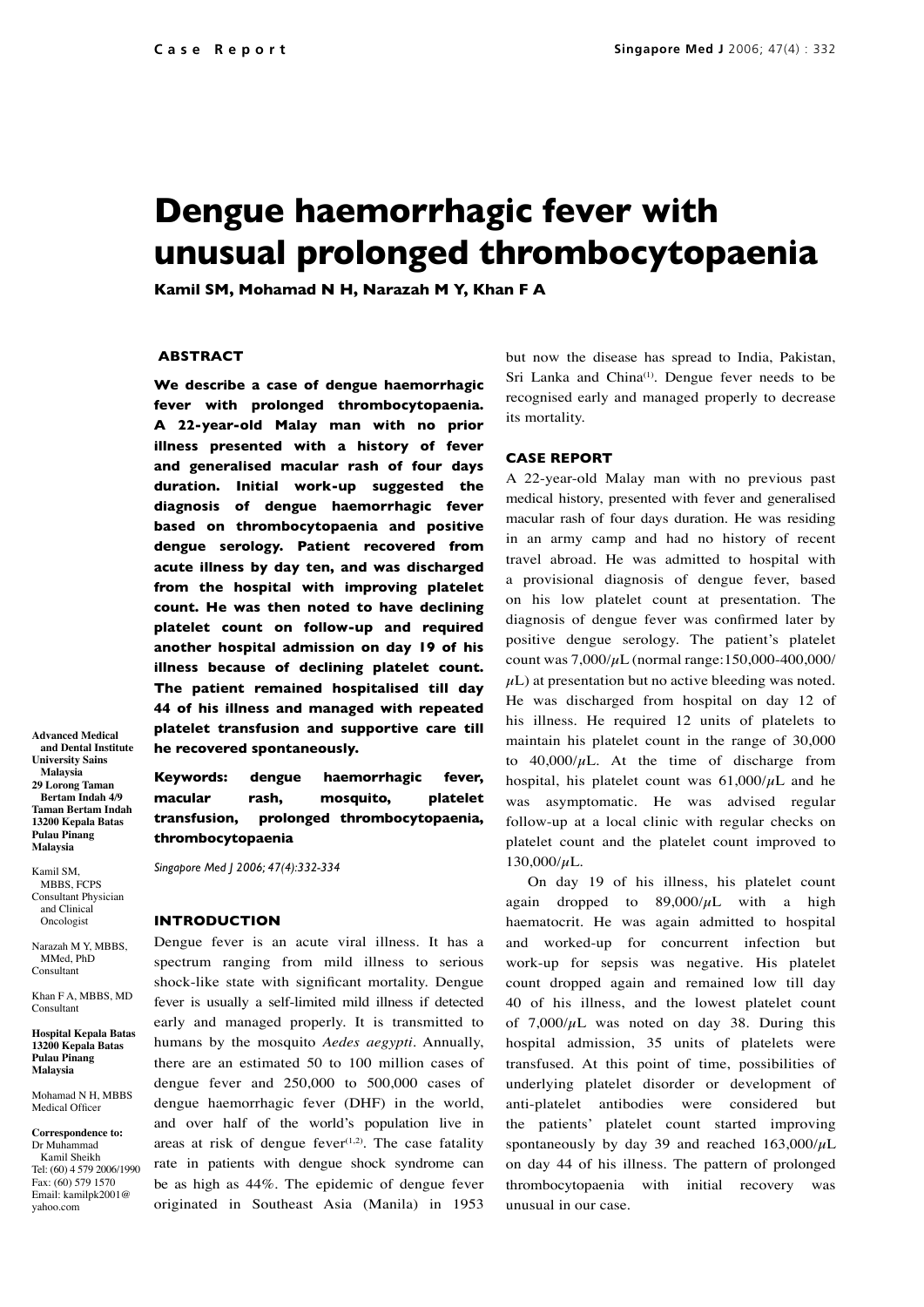# Dengue haemorrhagic fever with unusual prolonged thrombocytopaenia

**Kamil SM, Mohamad N H, Narazah M Y, Khan F A**

## ABSTRACT

**We describe a case of dengue haemorrhagic fever with prolonged thrombocytopaenia. A 22-year-old Malay man with no prior illness presented with a history of fever and generalised macular rash of four days duration. Initial work-up suggested the diagnosis of dengue haemorrhagic fever based on thrombocytopaenia and positive dengue serology. Patient recovered from acute illness by day ten, and was discharged from the hospital with improving platelet count. He was then noted to have declining platelet count on follow-up and required another hospital admission on day 19 of his illness because of declining platelet count. The patient remained hospitalised till day 44 of his illness and managed with repeated platelet transfusion and supportive care till he recovered spontaneously.**

**Keywords: dengue haemorrhagic fever, macular rash, mosquito, platelet transfusion, prolonged thrombocytopaenia, thrombocytopaenia**

*Singapore Med J 2006; 47(4):332-334*

**Advanced Medical and Dental Institute**
**University Sains Malaysia**
**29 Lorong Taman Bertam Indah 4/9**
**Taman Bertam Indah**
**13200 Kepala Batas**
**Pulau Pinang**
**Malaysia**

Kamil SM, MBBS, FCPS
Consultant Physician and Clinical Oncologist

Narazah M Y, MBBS, MMed, PhD
Consultant

Khan F A, MBBS, MD
Consultant

**Hospital Kepala Batas**
**13200 Kepala Batas**
**Pulau Pinang**
**Malaysia**

Mohamad N H, MBBS
Medical Officer

**Correspondence to:**
Dr Muhammad Kamil Sheikh
Tel: (60) 4 579 2006/1990
Fax: (60) 579 1570
Email: kamilpk2001@yahoo.com

## INTRODUCTION

Dengue fever is an acute viral illness. It has a spectrum ranging from mild illness to serious shock-like state with significant mortality. Dengue fever is usually a self-limited mild illness if detected early and managed properly. It is transmitted to humans by the mosquito *Aedes aegypti*. Annually, there are an estimated 50 to 100 million cases of dengue fever and 250,000 to 500,000 cases of dengue haemorrhagic fever (DHF) in the world, and over half of the world's population live in areas at risk of dengue fever[1,2]. The case fatality rate in patients with dengue shock syndrome can be as high as 44%. The epidemic of dengue fever originated in Southeast Asia (Manila) in 1953 but now the disease has spread to India, Pakistan, Sri Lanka and China[1]. Dengue fever needs to be recognised early and managed properly to decrease its mortality.

## CASE REPORT

A 22-year-old Malay man with no previous past medical history, presented with fever and generalised macular rash of four days duration. He was residing in an army camp and had no history of recent travel abroad. He was admitted to hospital with a provisional diagnosis of dengue fever, based on his low platelet count at presentation. The diagnosis of dengue fever was confirmed later by positive dengue serology. The patient's platelet count was 7,000/$\mu$L (normal range:150,000-400,000/$\mu$L) at presentation but no active bleeding was noted. He was discharged from hospital on day 12 of his illness. He required 12 units of platelets to maintain his platelet count in the range of 30,000 to 40,000/$\mu$L. At the time of discharge from hospital, his platelet count was 61,000/$\mu$L and he was asymptomatic. He was advised regular follow-up at a local clinic with regular checks on platelet count and the platelet count improved to 130,000/$\mu$L.

On day 19 of his illness, his platelet count again dropped to 89,000/$\mu$L with a high haematocrit. He was again admitted to hospital and worked-up for concurrent infection but work-up for sepsis was negative. His platelet count dropped again and remained low till day 40 of his illness, and the lowest platelet count of 7,000/$\mu$L was noted on day 38. During this hospital admission, 35 units of platelets were transfused. At this point of time, possibilities of underlying platelet disorder or development of anti-platelet antibodies were considered but the patients' platelet count started improving spontaneously by day 39 and reached 163,000/$\mu$L on day 44 of his illness. The pattern of prolonged thrombocytopaenia with initial recovery was unusual in our case.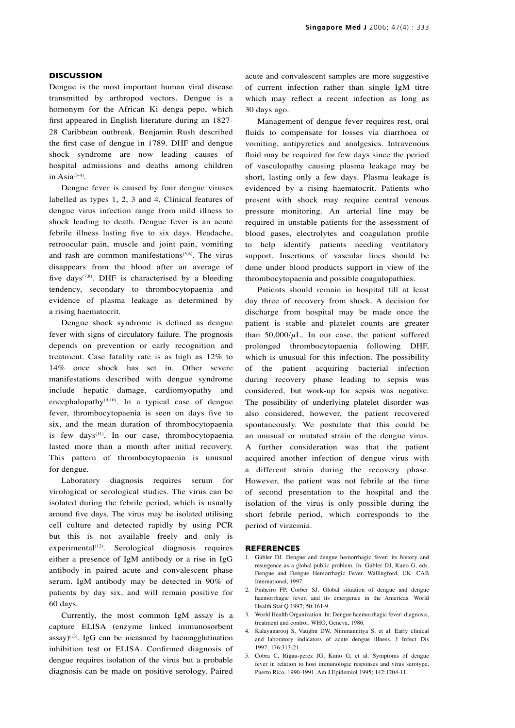## DISCUSSION

Dengue is the most important human viral disease transmitted by arthropod vectors. Dengue is a homonym for the African Ki denga pepo, which first appeared in English literature during an 1827-28 Caribbean outbreak. Benjamin Rush described the first case of dengue in 1789. DHF and dengue shock syndrome are now leading causes of hospital admissions and deaths among children in Asia[3-4].

Dengue fever is caused by four dengue viruses labelled as types 1, 2, 3 and 4. Clinical features of dengue virus infection range from mild illness to shock leading to death. Dengue fever is an acute febrile illness lasting five to six days. Headache, retroocular pain, muscle and joint pain, vomiting and rash are common manifestations[5,6]. The virus disappears from the blood after an average of five days[7,8]. DHF is characterised by a bleeding tendency, secondary to thrombocytopaenia and evidence of plasma leakage as determined by a rising haematocrit.

Dengue shock syndrome is defined as dengue fever with signs of circulatory failure. The prognosis depends on prevention or early recognition and treatment. Case fatality rate is as high as 12% to 14% once shock has set in. Other severe manifestations described with dengue syndrome include hepatic damage, cardiomyopathy and encephalopathy[9,10]. In a typical case of dengue fever, thrombocytopaenia is seen on days five to six, and the mean duration of thrombocytopaenia is few days[11]. In our case, thrombocytopaenia lasted more than a month after initial recovery. This pattern of thrombocytopaenia is unusual for dengue.

Laboratory diagnosis requires serum for virological or serological studies. The virus can be isolated during the febrile period, which is usually around five days. The virus may be isolated utilising cell culture and detected rapidly by using PCR but this is not available freely and only is experimental[12]. Serological diagnosis requires either a presence of IgM antibody or a rise in IgG antibody in paired acute and convalescent phase serum. IgM antibody may be detected in 90% of patients by day six, and will remain positive for 60 days.

Currently, the most common IgM assay is a capture ELISA (enzyme linked immunosorbent assay)[13]. IgG can be measured by haemagglutination inhibition test or ELISA. Confirmed diagnosis of dengue requires isolation of the virus but a probable diagnosis can be made on positive serology. Paired acute and convalescent samples are more suggestive of current infection rather than single IgM titre which may reflect a recent infection as long as 30 days ago.

Management of dengue fever requires rest, oral fluids to compensate for losses via diarrhoea or vomiting, antipyretics and analgesics. Intravenous fluid may be required for few days since the period of vasculopathy causing plasma leakage may be short, lasting only a few days. Plasma leakage is evidenced by a rising haematocrit. Patients who present with shock may require central venous pressure monitoring. An arterial line may be required in unstable patients for the assessment of blood gases, electrolytes and coagulation profile to help identify patients needing ventilatory support. Insertions of vascular lines should be done under blood products support in view of the thrombocytopaenia and possible coagulopathies.

Patients should remain in hospital till at least day three of recovery from shock. A decision for discharge from hospital may be made once the patient is stable and platelet counts are greater than $50,000/\mu L$. In our case, the patient suffered prolonged thrombocytopaenia following DHF, which is unusual for this infection. The possibility of the patient acquiring bacterial infection during recovery phase leading to sepsis was considered, but work-up for sepsis was negative. The possibility of underlying platelet disorder was also considered, however, the patient recovered spontaneously. We postulate that this could be an unusual or mutated strain of the dengue virus. A further consideration was that the patient acquired another infection of dengue virus with a different strain during the recovery phase. However, the patient was not febrile at the time of second presentation to the hospital and the isolation of the virus is only possible during the short febrile period, which corresponds to the period of viraemia.

## REFERENCES

1. Gubler DJ. Dengue and dengue hemorrhagic fever; its history and resurgence as a global public problem. In: Gubler DJ, Kuno G, eds. Dengue and Dengue Hemorrhagic Fever. Wallingford, UK: CAB International, 1997.
2. Pinheiro FP, Corber SJ. Global situation of dengue and dengue haemorrhagic fever, and its emergence in the Americas. World Health Stat Q 1997; 50:161-9.
3. World Health Organization. In: Dengue haemorrhagic fever: diagnosis, treatment and control. WHO, Geneva, 1986.
4. Kalayanarooj S, Vaughn DW, Nimmannitya S, et al. Early clinical and laboratory indicators of acute dengue illness. J Infect Dis 1997; 176:313-21.
5. Cobra C, Rigau-perez JG, Kuno G, et al. Symptoms of dengue fever in relation to host immunologic responses and virus serotype, Puerto Rico, 1990-1991. Am J Epidemiol 1995; 142:1204-11.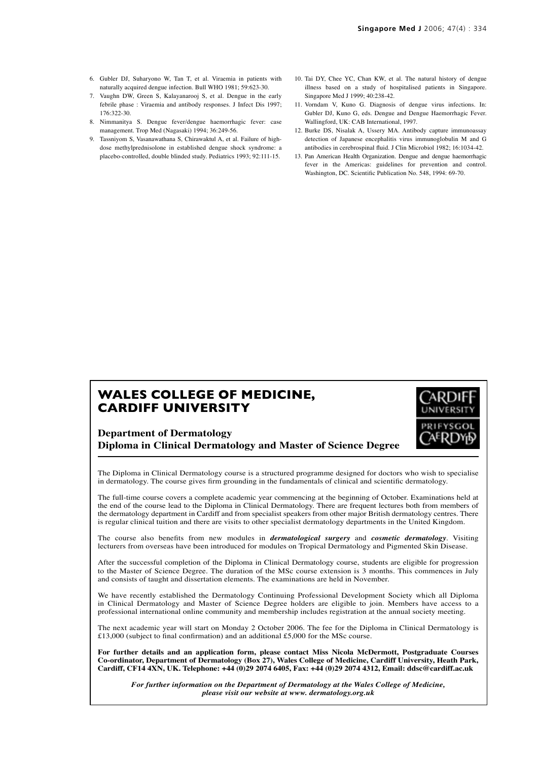6. Gubler DJ, Suharyono W, Tan T, et al. Viraemia in patients with naturally acquired dengue infection. Bull WHO 1981; 59:623-30.
7. Vaughn DW, Green S, Kalayanarooj S, et al. Dengue in the early febrile phase : Viraemia and antibody responses. J Infect Dis 1997; 176:322-30.
8. Nimmanitya S. Dengue fever/dengue haemorrhagic fever: case management. Trop Med (Nagasaki) 1994; 36:249-56.
9. Tassniyom S, Vasanawathana S, Chirawaktul A, et al. Failure of high-dose methylprednisolone in established dengue shock syndrome: a placebo-controlled, double blinded study. Pediatrics 1993; 92:111-15.
10. Tai DY, Chee YC, Chan KW, et al. The natural history of dengue illness based on a study of hospitalised patients in Singapore. Singapore Med J 1999; 40:238-42.
11. Vorndam V, Kuno G. Diagnosis of dengue virus infections. In: Gubler DJ, Kuno G, eds. Dengue and Dengue Haemorrhagic Fever. Wallingford, UK: CAB International, 1997.
12. Burke DS, Nisalak A, Ussery MA. Antibody capture immunoassay detection of Japanese encephalitis virus immunoglobulin M and G antibodies in cerebrospinal fluid. J Clin Microbiol 1982; 16:1034-42.
13. Pan American Health Organization. Dengue and dengue haemorrhagic fever in the Americas: guidelines for prevention and control. Washington, DC. Scientific Publication No. 548, 1994: 69-70.

# WALES COLLEGE OF MEDICINE, CARDIFF UNIVERSITY

CARDIFF UNIVERSITY
PRIFYSGOL CAERDYDD

## Department of Dermatology
## Diploma in Clinical Dermatology and Master of Science Degree

The Diploma in Clinical Dermatology course is a structured programme designed for doctors who wish to specialise in dermatology. The course gives firm grounding in the fundamentals of clinical and scientific dermatology.

The full-time course covers a complete academic year commencing at the beginning of October. Examinations held at the end of the course lead to the Diploma in Clinical Dermatology. There are frequent lectures both from members of the dermatology department in Cardiff and from specialist speakers from other major British dermatology centres. There is regular clinical tuition and there are visits to other specialist dermatology departments in the United Kingdom.

The course also benefits from new modules in ***dermatological surgery*** and ***cosmetic dermatology***. Visiting lecturers from overseas have been introduced for modules on Tropical Dermatology and Pigmented Skin Disease.

After the successful completion of the Diploma in Clinical Dermatology course, students are eligible for progression to the Master of Science Degree. The duration of the MSc course extension is 3 months. This commences in July and consists of taught and dissertation elements. The examinations are held in November.

We have recently established the Dermatology Continuing Professional Development Society which all Diploma in Clinical Dermatology and Master of Science Degree holders are eligible to join. Members have access to a professional international online community and membership includes registration at the annual society meeting.

The next academic year will start on Monday 2 October 2006. The fee for the Diploma in Clinical Dermatology is £13,000 (subject to final confirmation) and an additional £5,000 for the MSc course.

**For further details and an application form, please contact Miss Nicola McDermott, Postgraduate Courses Co-ordinator, Department of Dermatology (Box 27), Wales College of Medicine, Cardiff University, Heath Park, Cardiff, CF14 4XN, UK. Telephone: +44 (0)29 2074 6405, Fax: +44 (0)29 2074 4312, Email: ddsc@cardiff.ac.uk**

***For further information on the Department of Dermatology at the Wales College of Medicine, please visit our website at www. dermatology.org.uk***